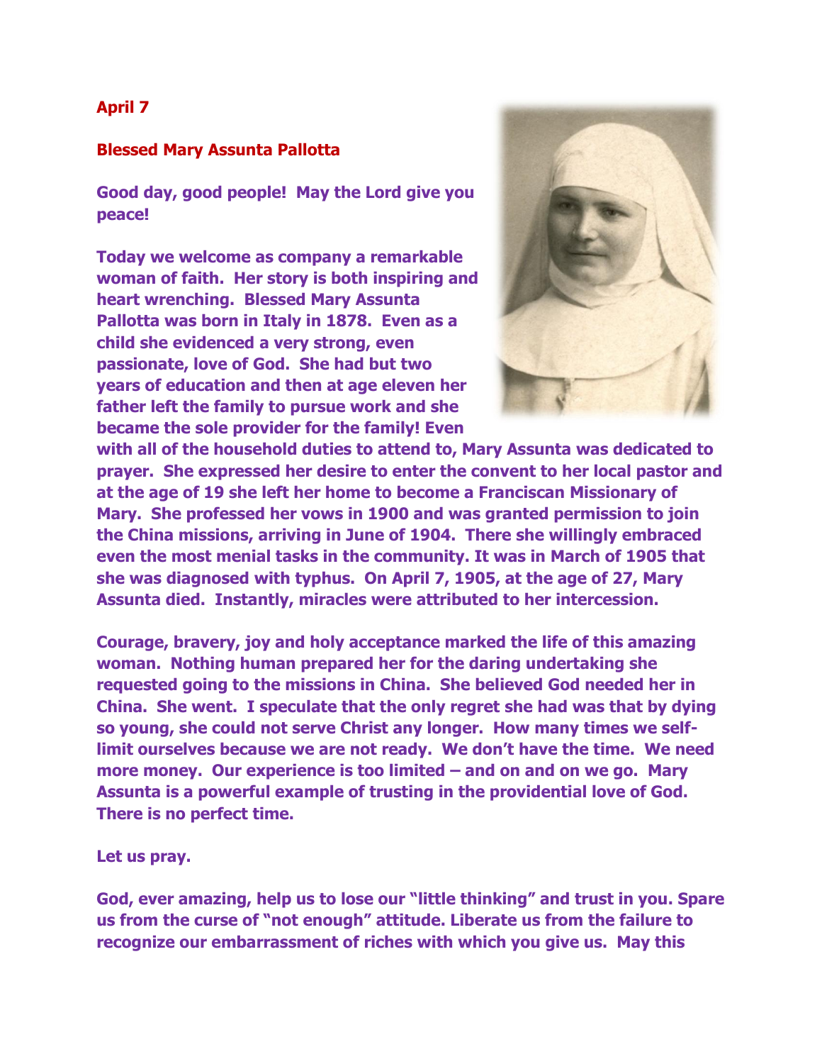**April 7**

**Blessed Mary Assunta Pallotta**

**Good day, good people! May the Lord give you peace!**

**Today we welcome as company a remarkable woman of faith. Her story is both inspiring and heart wrenching. Blessed Mary Assunta Pallotta was born in Italy in 1878. Even as a child she evidenced a very strong, even passionate, love of God. She had but two years of education and then at age eleven her father left the family to pursue work and she became the sole provider for the family! Even with all of the household duties to attend to, Mary Assunta was dedicated to prayer. She expressed her desire to enter the convent to her local pastor and at the age of 19 she left her home to become a Franciscan Missionary of Mary. She professed her vows in 1900 and was granted permission to join the China missions, arriving in June of 1904. There she willingly embraced even the most menial tasks in the community. It was in March of 1905 that she was diagnosed with typhus. On April 7, 1905, at the age of 27, Mary Assunta died. Instantly, miracles were attributed to her intercession.**

**Courage, bravery, joy and holy acceptance marked the life of this amazing woman. Nothing human prepared her for the daring undertaking she requested going to the missions in China. She believed God needed her in China. She went. I speculate that the only regret she had was that by dying so young, she could not serve Christ any longer. How many times we self-limit ourselves because we are not ready. We don't have the time. We need more money. Our experience is too limited – and on and on we go. Mary Assunta is a powerful example of trusting in the providential love of God. There is no perfect time.**

**Let us pray.**

**God, ever amazing, help us to lose our "little thinking" and trust in you. Spare us from the curse of "not enough" attitude. Liberate us from the failure to recognize our embarrassment of riches with which you give us. May this**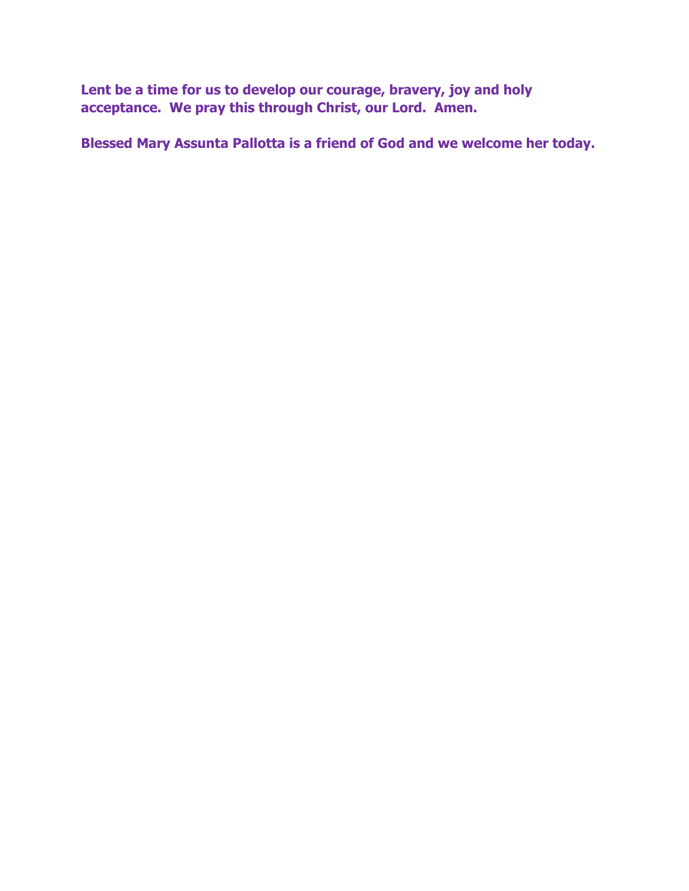**Lent be a time for us to develop our courage, bravery, joy and holy acceptance. We pray this through Christ, our Lord. Amen.**

**Blessed Mary Assunta Pallotta is a friend of God and we welcome her today.**